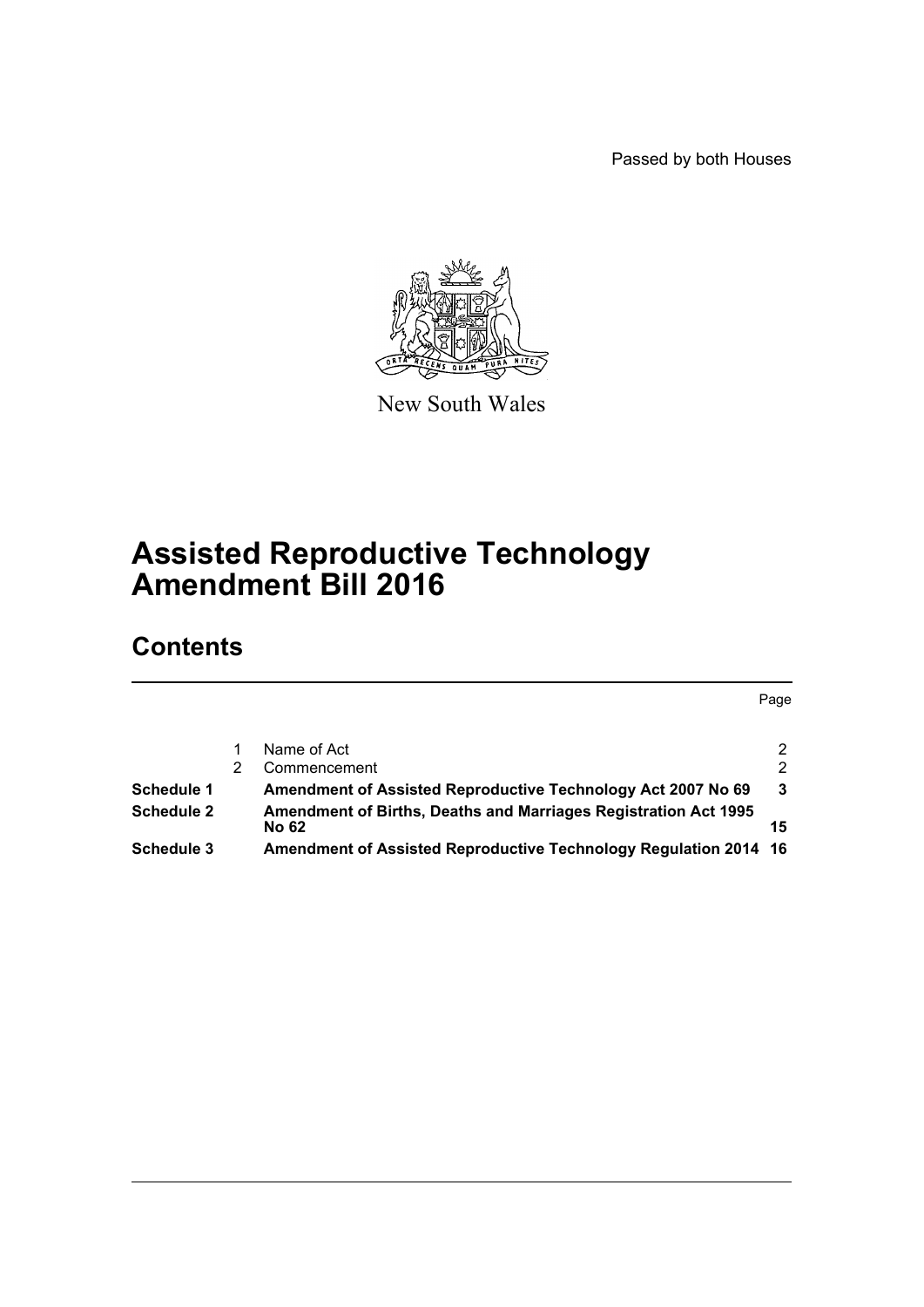Passed by both Houses

New South Wales

# Assisted Reproductive Technology Amendment Bill 2016

## Contents

| | | | Page |
|---|---|---|---|
| | 1 | Name of Act | 2 |
| | 2 | Commencement | 2 |
| **Schedule 1** | | **Amendment of Assisted Reproductive Technology Act 2007 No 69** | **3** |
| **Schedule 2** | | **Amendment of Births, Deaths and Marriages Registration Act 1995 No 62** | **15** |
| **Schedule 3** | | **Amendment of Assisted Reproductive Technology Regulation 2014** | **16** |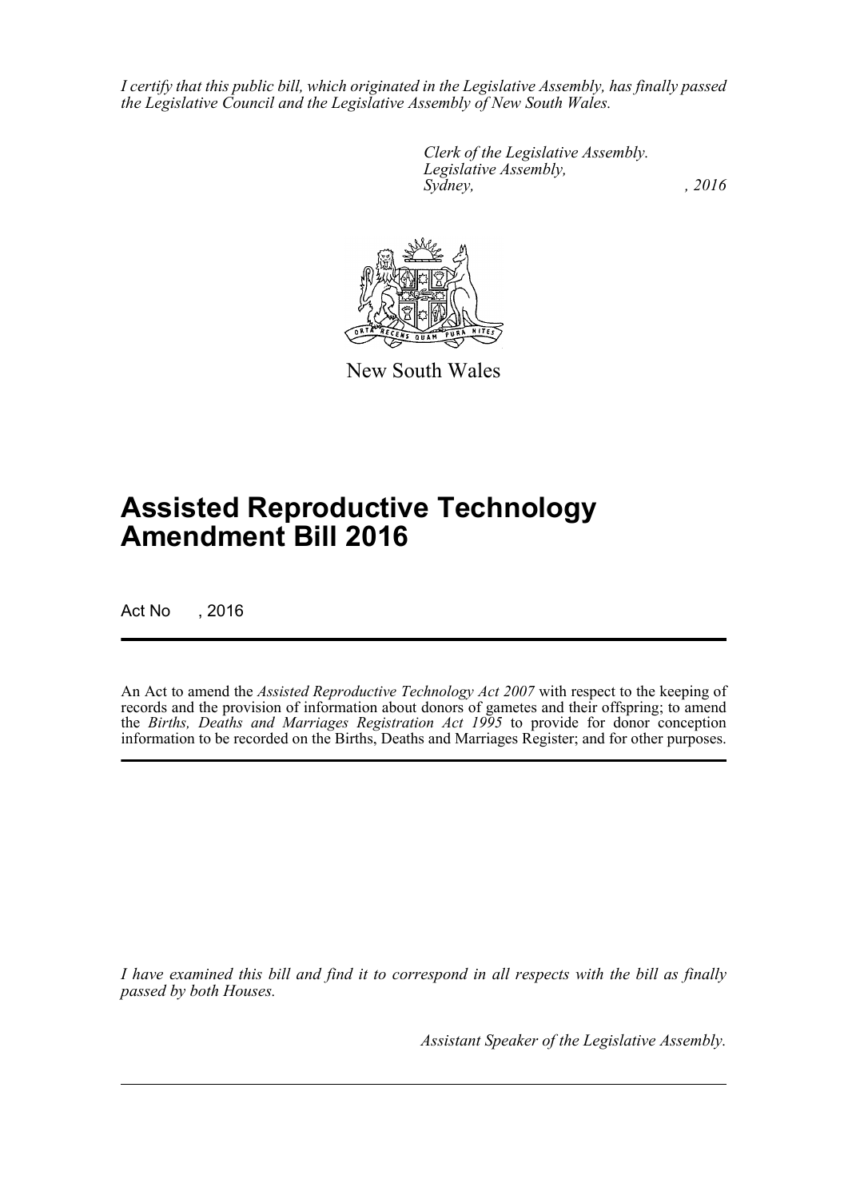*I certify that this public bill, which originated in the Legislative Assembly, has finally passed the Legislative Council and the Legislative Assembly of New South Wales.*

*Clerk of the Legislative Assembly.*
*Legislative Assembly,*
*Sydney, , 2016*

New South Wales

# Assisted Reproductive Technology Amendment Bill 2016

Act No , 2016

An Act to amend the *Assisted Reproductive Technology Act 2007* with respect to the keeping of records and the provision of information about donors of gametes and their offspring; to amend the *Births, Deaths and Marriages Registration Act 1995* to provide for donor conception information to be recorded on the Births, Deaths and Marriages Register; and for other purposes.

*I have examined this bill and find it to correspond in all respects with the bill as finally passed by both Houses.*

*Assistant Speaker of the Legislative Assembly.*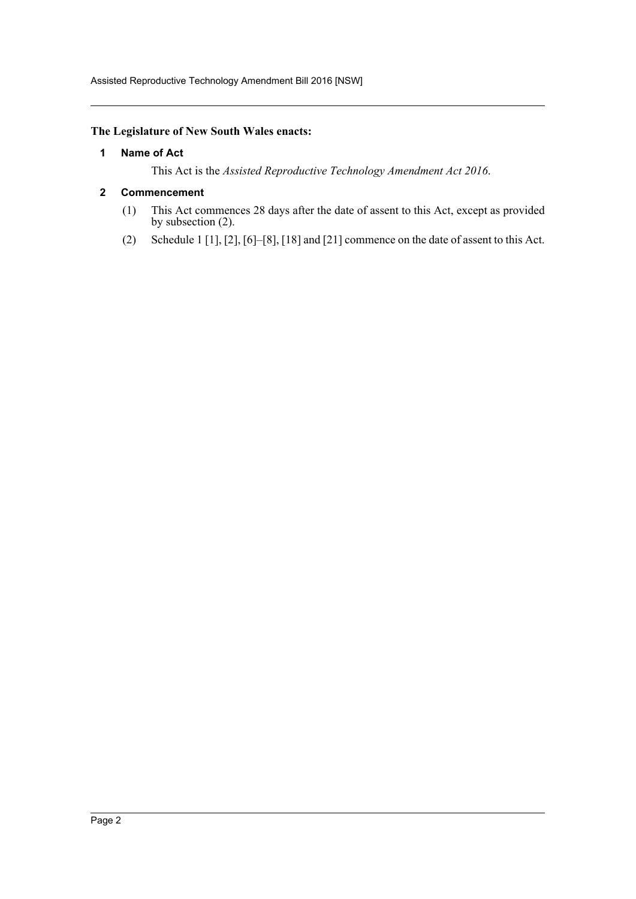**The Legislature of New South Wales enacts:**

### 1 Name of Act

This Act is the *Assisted Reproductive Technology Amendment Act 2016*.

### 2 Commencement

(1) This Act commences 28 days after the date of assent to this Act, except as provided by subsection (2).

(2) Schedule 1 [1], [2], [6]–[8], [18] and [21] commence on the date of assent to this Act.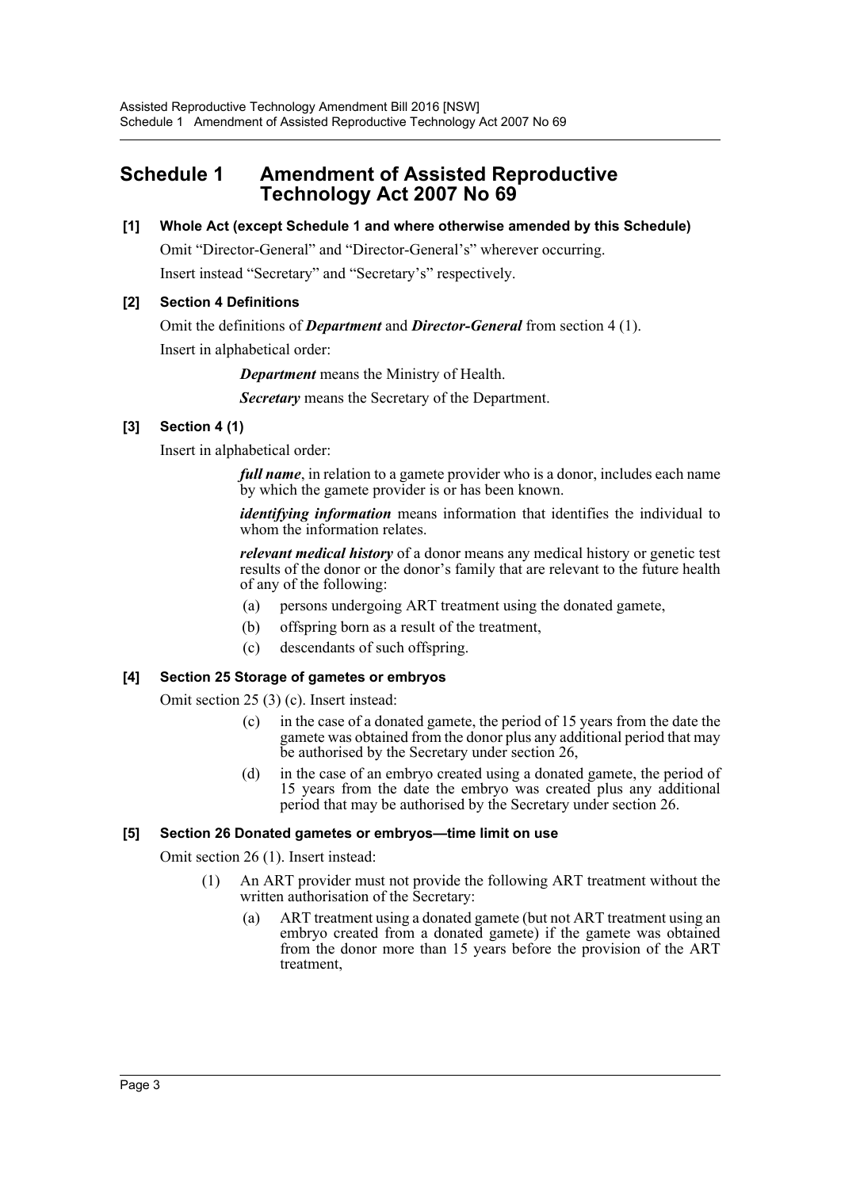# Schedule 1 Amendment of Assisted Reproductive Technology Act 2007 No 69

**[1] Whole Act (except Schedule 1 and where otherwise amended by this Schedule)**

Omit "Director-General" and "Director-General's" wherever occurring.

Insert instead "Secretary" and "Secretary's" respectively.

**[2] Section 4 Definitions**

Omit the definitions of ***Department*** and ***Director-General*** from section 4 (1).

Insert in alphabetical order:

> ***Department*** means the Ministry of Health.
>
> ***Secretary*** means the Secretary of the Department.

**[3] Section 4 (1)**

Insert in alphabetical order:

> ***full name***, in relation to a gamete provider who is a donor, includes each name by which the gamete provider is or has been known.
>
> ***identifying information*** means information that identifies the individual to whom the information relates.
>
> ***relevant medical history*** of a donor means any medical history or genetic test results of the donor or the donor's family that are relevant to the future health of any of the following:
>
> (a) persons undergoing ART treatment using the donated gamete,
>
> (b) offspring born as a result of the treatment,
>
> (c) descendants of such offspring.

**[4] Section 25 Storage of gametes or embryos**

Omit section 25 (3) (c). Insert instead:

> (c) in the case of a donated gamete, the period of 15 years from the date the gamete was obtained from the donor plus any additional period that may be authorised by the Secretary under section 26,
>
> (d) in the case of an embryo created using a donated gamete, the period of 15 years from the date the embryo was created plus any additional period that may be authorised by the Secretary under section 26.

**[5] Section 26 Donated gametes or embryos—time limit on use**

Omit section 26 (1). Insert instead:

> (1) An ART provider must not provide the following ART treatment without the written authorisation of the Secretary:
>
> (a) ART treatment using a donated gamete (but not ART treatment using an embryo created from a donated gamete) if the gamete was obtained from the donor more than 15 years before the provision of the ART treatment,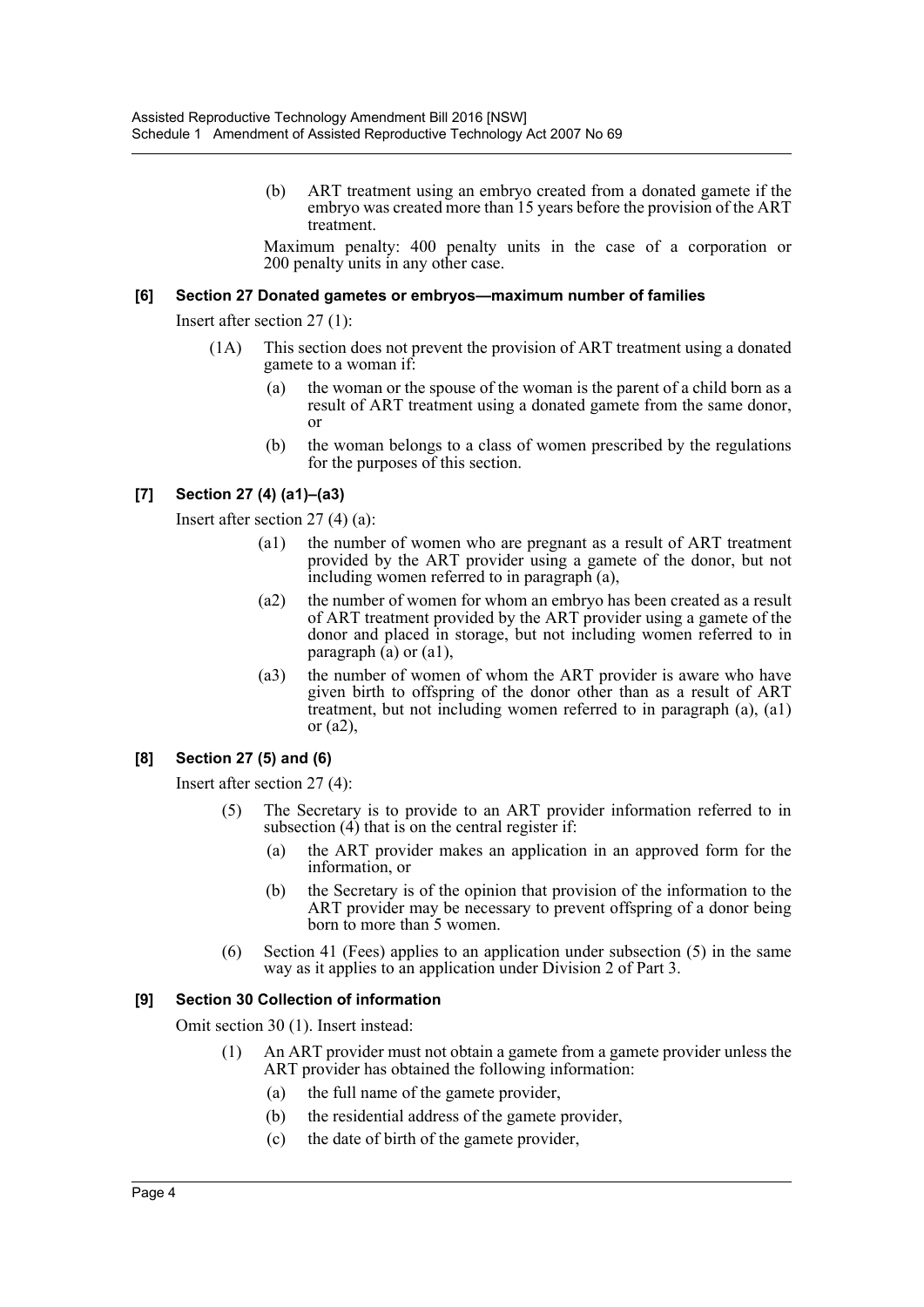(b) ART treatment using an embryo created from a donated gamete if the embryo was created more than 15 years before the provision of the ART treatment.

Maximum penalty: 400 penalty units in the case of a corporation or 200 penalty units in any other case.

### [6] Section 27 Donated gametes or embryos—maximum number of families

Insert after section 27 (1):

(1A) This section does not prevent the provision of ART treatment using a donated gamete to a woman if:

(a) the woman or the spouse of the woman is the parent of a child born as a result of ART treatment using a donated gamete from the same donor, or

(b) the woman belongs to a class of women prescribed by the regulations for the purposes of this section.

### [7] Section 27 (4) (a1)–(a3)

Insert after section 27 (4) (a):

(a1) the number of women who are pregnant as a result of ART treatment provided by the ART provider using a gamete of the donor, but not including women referred to in paragraph (a),

(a2) the number of women for whom an embryo has been created as a result of ART treatment provided by the ART provider using a gamete of the donor and placed in storage, but not including women referred to in paragraph (a) or (a1),

(a3) the number of women of whom the ART provider is aware who have given birth to offspring of the donor other than as a result of ART treatment, but not including women referred to in paragraph (a), (a1) or (a2),

### [8] Section 27 (5) and (6)

Insert after section 27 (4):

(5) The Secretary is to provide to an ART provider information referred to in subsection (4) that is on the central register if:

(a) the ART provider makes an application in an approved form for the information, or

(b) the Secretary is of the opinion that provision of the information to the ART provider may be necessary to prevent offspring of a donor being born to more than 5 women.

(6) Section 41 (Fees) applies to an application under subsection (5) in the same way as it applies to an application under Division 2 of Part 3.

### [9] Section 30 Collection of information

Omit section 30 (1). Insert instead:

(1) An ART provider must not obtain a gamete from a gamete provider unless the ART provider has obtained the following information:

(a) the full name of the gamete provider,

(b) the residential address of the gamete provider,

(c) the date of birth of the gamete provider,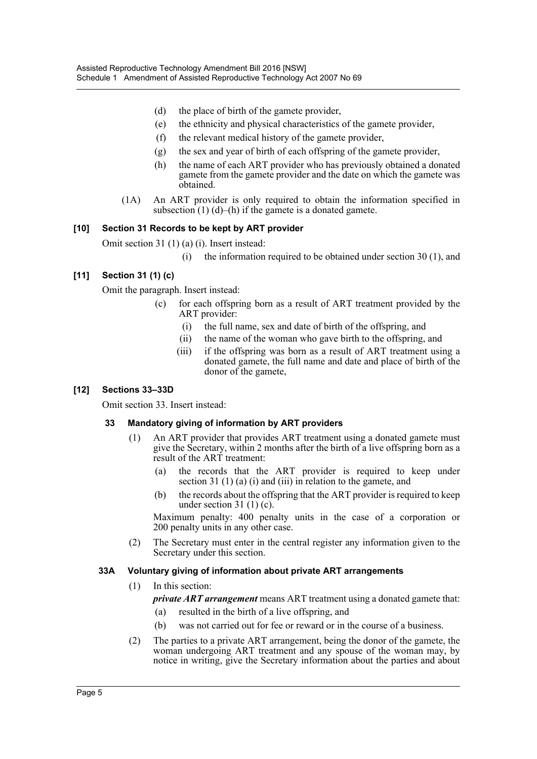(d) the place of birth of the gamete provider,

(e) the ethnicity and physical characteristics of the gamete provider,

(f) the relevant medical history of the gamete provider,

(g) the sex and year of birth of each offspring of the gamete provider,

(h) the name of each ART provider who has previously obtained a donated gamete from the gamete provider and the date on which the gamete was obtained.

(1A) An ART provider is only required to obtain the information specified in subsection (1) (d)–(h) if the gamete is a donated gamete.

### [10] Section 31 Records to be kept by ART provider

Omit section 31 (1) (a) (i). Insert instead:

(i) the information required to be obtained under section 30 (1), and

### [11] Section 31 (1) (c)

Omit the paragraph. Insert instead:

(c) for each offspring born as a result of ART treatment provided by the ART provider:

(i) the full name, sex and date of birth of the offspring, and

(ii) the name of the woman who gave birth to the offspring, and

(iii) if the offspring was born as a result of ART treatment using a donated gamete, the full name and date and place of birth of the donor of the gamete,

### [12] Sections 33–33D

Omit section 33. Insert instead:

#### 33 Mandatory giving of information by ART providers

(1) An ART provider that provides ART treatment using a donated gamete must give the Secretary, within 2 months after the birth of a live offspring born as a result of the ART treatment:

(a) the records that the ART provider is required to keep under section 31 (1) (a) (i) and (iii) in relation to the gamete, and

(b) the records about the offspring that the ART provider is required to keep under section 31 (1) (c).

Maximum penalty: 400 penalty units in the case of a corporation or 200 penalty units in any other case.

(2) The Secretary must enter in the central register any information given to the Secretary under this section.

#### 33A Voluntary giving of information about private ART arrangements

(1) In this section:

***private ART arrangement*** means ART treatment using a donated gamete that:

(a) resulted in the birth of a live offspring, and

(b) was not carried out for fee or reward or in the course of a business.

(2) The parties to a private ART arrangement, being the donor of the gamete, the woman undergoing ART treatment and any spouse of the woman may, by notice in writing, give the Secretary information about the parties and about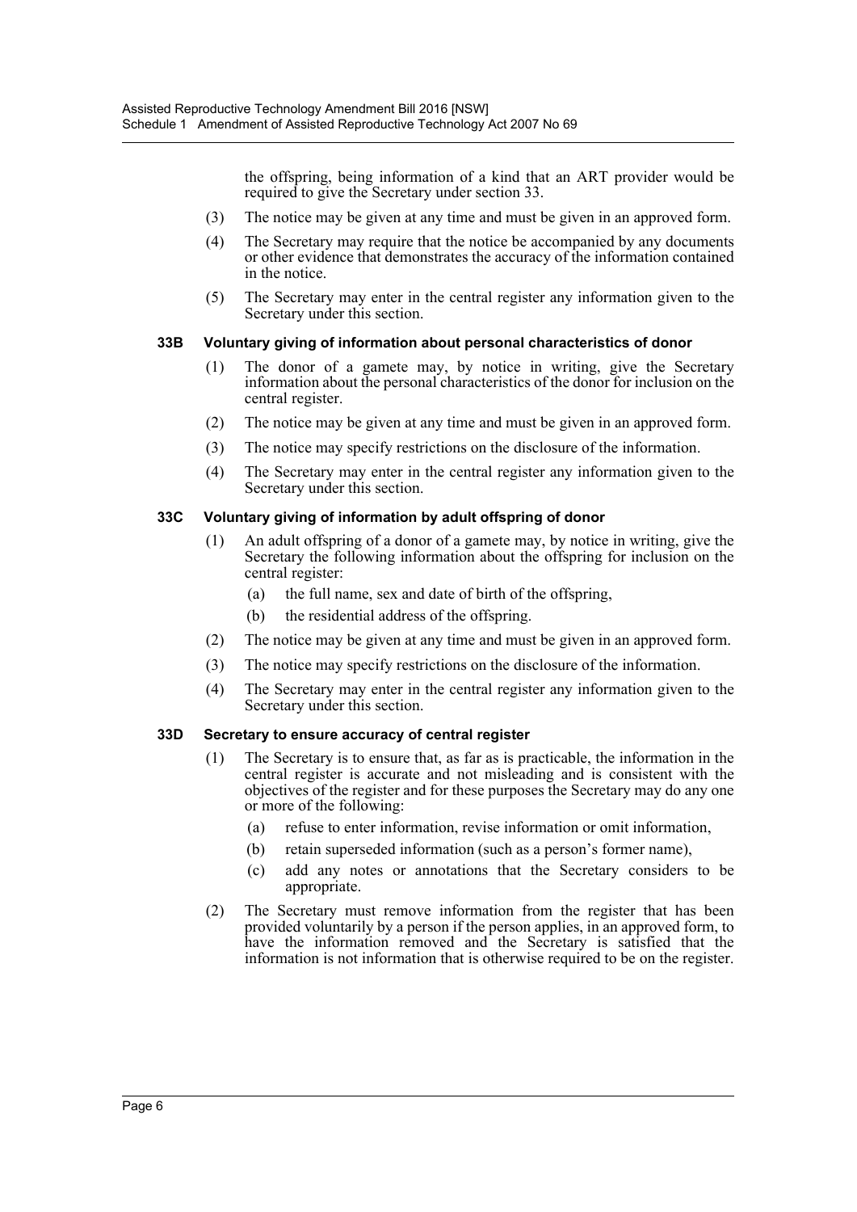the offspring, being information of a kind that an ART provider would be required to give the Secretary under section 33.

(3) The notice may be given at any time and must be given in an approved form.

(4) The Secretary may require that the notice be accompanied by any documents or other evidence that demonstrates the accuracy of the information contained in the notice.

(5) The Secretary may enter in the central register any information given to the Secretary under this section.

### 33B Voluntary giving of information about personal characteristics of donor

(1) The donor of a gamete may, by notice in writing, give the Secretary information about the personal characteristics of the donor for inclusion on the central register.

(2) The notice may be given at any time and must be given in an approved form.

(3) The notice may specify restrictions on the disclosure of the information.

(4) The Secretary may enter in the central register any information given to the Secretary under this section.

### 33C Voluntary giving of information by adult offspring of donor

(1) An adult offspring of a donor of a gamete may, by notice in writing, give the Secretary the following information about the offspring for inclusion on the central register:

(a) the full name, sex and date of birth of the offspring,

(b) the residential address of the offspring.

(2) The notice may be given at any time and must be given in an approved form.

(3) The notice may specify restrictions on the disclosure of the information.

(4) The Secretary may enter in the central register any information given to the Secretary under this section.

### 33D Secretary to ensure accuracy of central register

(1) The Secretary is to ensure that, as far as is practicable, the information in the central register is accurate and not misleading and is consistent with the objectives of the register and for these purposes the Secretary may do any one or more of the following:

(a) refuse to enter information, revise information or omit information,

(b) retain superseded information (such as a person's former name),

(c) add any notes or annotations that the Secretary considers to be appropriate.

(2) The Secretary must remove information from the register that has been provided voluntarily by a person if the person applies, in an approved form, to have the information removed and the Secretary is satisfied that the information is not information that is otherwise required to be on the register.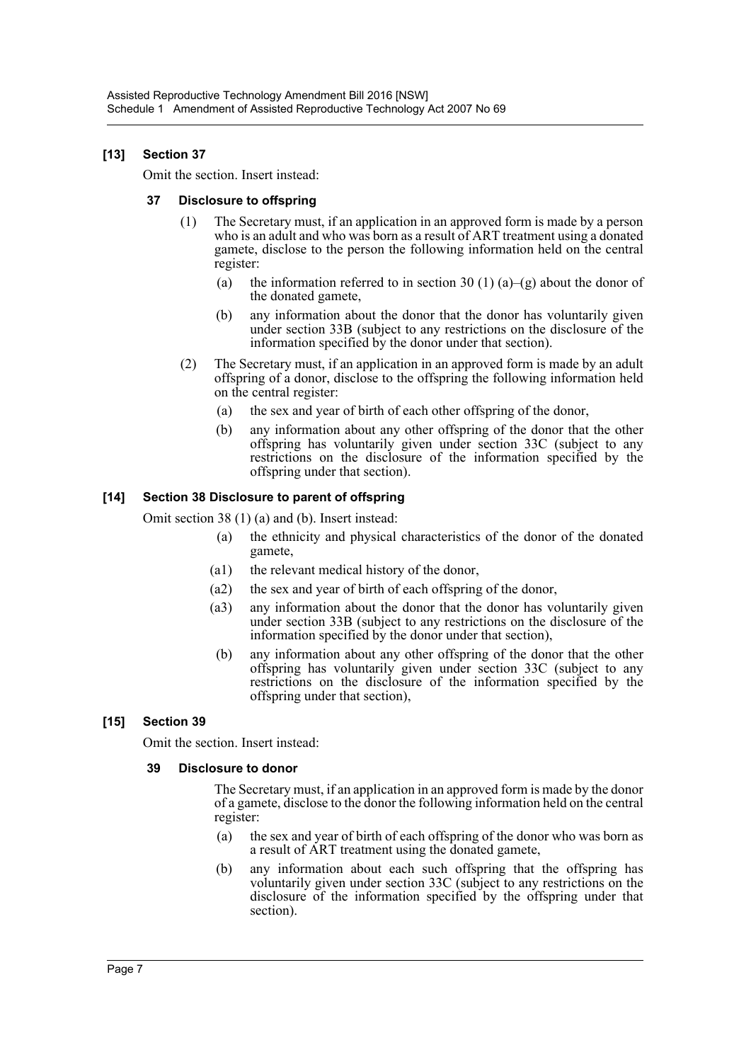### [13] Section 37

Omit the section. Insert instead:

#### 37 Disclosure to offspring

(1) The Secretary must, if an application in an approved form is made by a person who is an adult and who was born as a result of ART treatment using a donated gamete, disclose to the person the following information held on the central register:

- (a) the information referred to in section 30 (1) (a)–(g) about the donor of the donated gamete,
- (b) any information about the donor that the donor has voluntarily given under section 33B (subject to any restrictions on the disclosure of the information specified by the donor under that section).

(2) The Secretary must, if an application in an approved form is made by an adult offspring of a donor, disclose to the offspring the following information held on the central register:

- (a) the sex and year of birth of each other offspring of the donor,
- (b) any information about any other offspring of the donor that the other offspring has voluntarily given under section 33C (subject to any restrictions on the disclosure of the information specified by the offspring under that section).

### [14] Section 38 Disclosure to parent of offspring

Omit section 38 (1) (a) and (b). Insert instead:

- (a) the ethnicity and physical characteristics of the donor of the donated gamete,
- (a1) the relevant medical history of the donor,
- (a2) the sex and year of birth of each offspring of the donor,
- (a3) any information about the donor that the donor has voluntarily given under section 33B (subject to any restrictions on the disclosure of the information specified by the donor under that section),
- (b) any information about any other offspring of the donor that the other offspring has voluntarily given under section 33C (subject to any restrictions on the disclosure of the information specified by the offspring under that section),

### [15] Section 39

Omit the section. Insert instead:

#### 39 Disclosure to donor

The Secretary must, if an application in an approved form is made by the donor of a gamete, disclose to the donor the following information held on the central register:

- (a) the sex and year of birth of each offspring of the donor who was born as a result of ART treatment using the donated gamete,
- (b) any information about each such offspring that the offspring has voluntarily given under section 33C (subject to any restrictions on the disclosure of the information specified by the offspring under that section).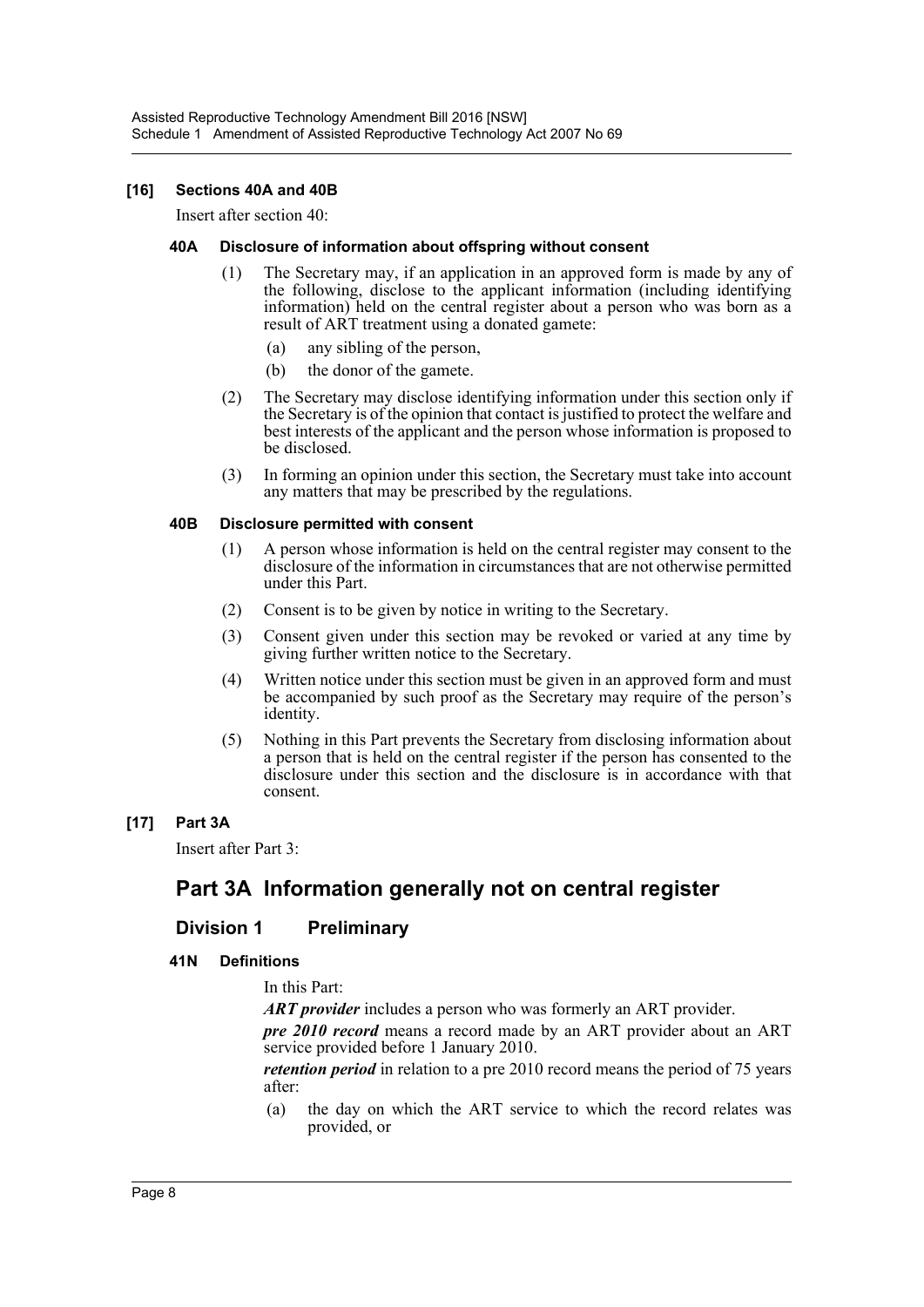### [16] Sections 40A and 40B

Insert after section 40:

#### 40A Disclosure of information about offspring without consent

(1) The Secretary may, if an application in an approved form is made by any of the following, disclose to the applicant information (including identifying information) held on the central register about a person who was born as a result of ART treatment using a donated gamete:

(a) any sibling of the person,

(b) the donor of the gamete.

(2) The Secretary may disclose identifying information under this section only if the Secretary is of the opinion that contact is justified to protect the welfare and best interests of the applicant and the person whose information is proposed to be disclosed.

(3) In forming an opinion under this section, the Secretary must take into account any matters that may be prescribed by the regulations.

#### 40B Disclosure permitted with consent

(1) A person whose information is held on the central register may consent to the disclosure of the information in circumstances that are not otherwise permitted under this Part.

(2) Consent is to be given by notice in writing to the Secretary.

(3) Consent given under this section may be revoked or varied at any time by giving further written notice to the Secretary.

(4) Written notice under this section must be given in an approved form and must be accompanied by such proof as the Secretary may require of the person's identity.

(5) Nothing in this Part prevents the Secretary from disclosing information about a person that is held on the central register if the person has consented to the disclosure under this section and the disclosure is in accordance with that consent.

### [17] Part 3A

Insert after Part 3:

## Part 3A Information generally not on central register

### Division 1 Preliminary

#### 41N Definitions

In this Part:

***ART provider*** includes a person who was formerly an ART provider.

***pre 2010 record*** means a record made by an ART provider about an ART service provided before 1 January 2010.

***retention period*** in relation to a pre 2010 record means the period of 75 years after:

(a) the day on which the ART service to which the record relates was provided, or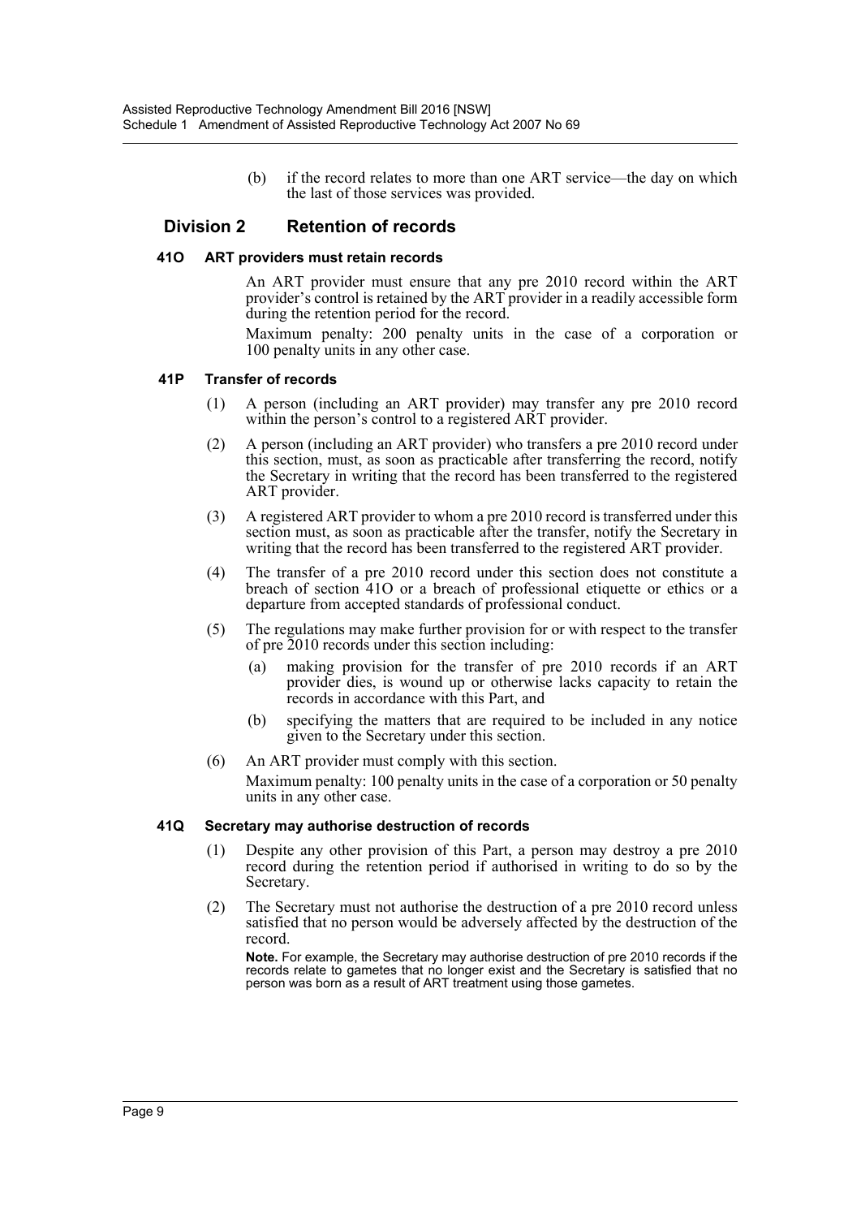(b) if the record relates to more than one ART service—the day on which the last of those services was provided.

## Division 2 Retention of records

### 41O ART providers must retain records

An ART provider must ensure that any pre 2010 record within the ART provider's control is retained by the ART provider in a readily accessible form during the retention period for the record.

Maximum penalty: 200 penalty units in the case of a corporation or 100 penalty units in any other case.

### 41P Transfer of records

(1) A person (including an ART provider) may transfer any pre 2010 record within the person's control to a registered ART provider.

(2) A person (including an ART provider) who transfers a pre 2010 record under this section, must, as soon as practicable after transferring the record, notify the Secretary in writing that the record has been transferred to the registered ART provider.

(3) A registered ART provider to whom a pre 2010 record is transferred under this section must, as soon as practicable after the transfer, notify the Secretary in writing that the record has been transferred to the registered ART provider.

(4) The transfer of a pre 2010 record under this section does not constitute a breach of section 41O or a breach of professional etiquette or ethics or a departure from accepted standards of professional conduct.

(5) The regulations may make further provision for or with respect to the transfer of pre 2010 records under this section including:

(a) making provision for the transfer of pre 2010 records if an ART provider dies, is wound up or otherwise lacks capacity to retain the records in accordance with this Part, and

(b) specifying the matters that are required to be included in any notice given to the Secretary under this section.

(6) An ART provider must comply with this section.

Maximum penalty: 100 penalty units in the case of a corporation or 50 penalty units in any other case.

### 41Q Secretary may authorise destruction of records

(1) Despite any other provision of this Part, a person may destroy a pre 2010 record during the retention period if authorised in writing to do so by the Secretary.

(2) The Secretary must not authorise the destruction of a pre 2010 record unless satisfied that no person would be adversely affected by the destruction of the record.

**Note.** For example, the Secretary may authorise destruction of pre 2010 records if the records relate to gametes that no longer exist and the Secretary is satisfied that no person was born as a result of ART treatment using those gametes.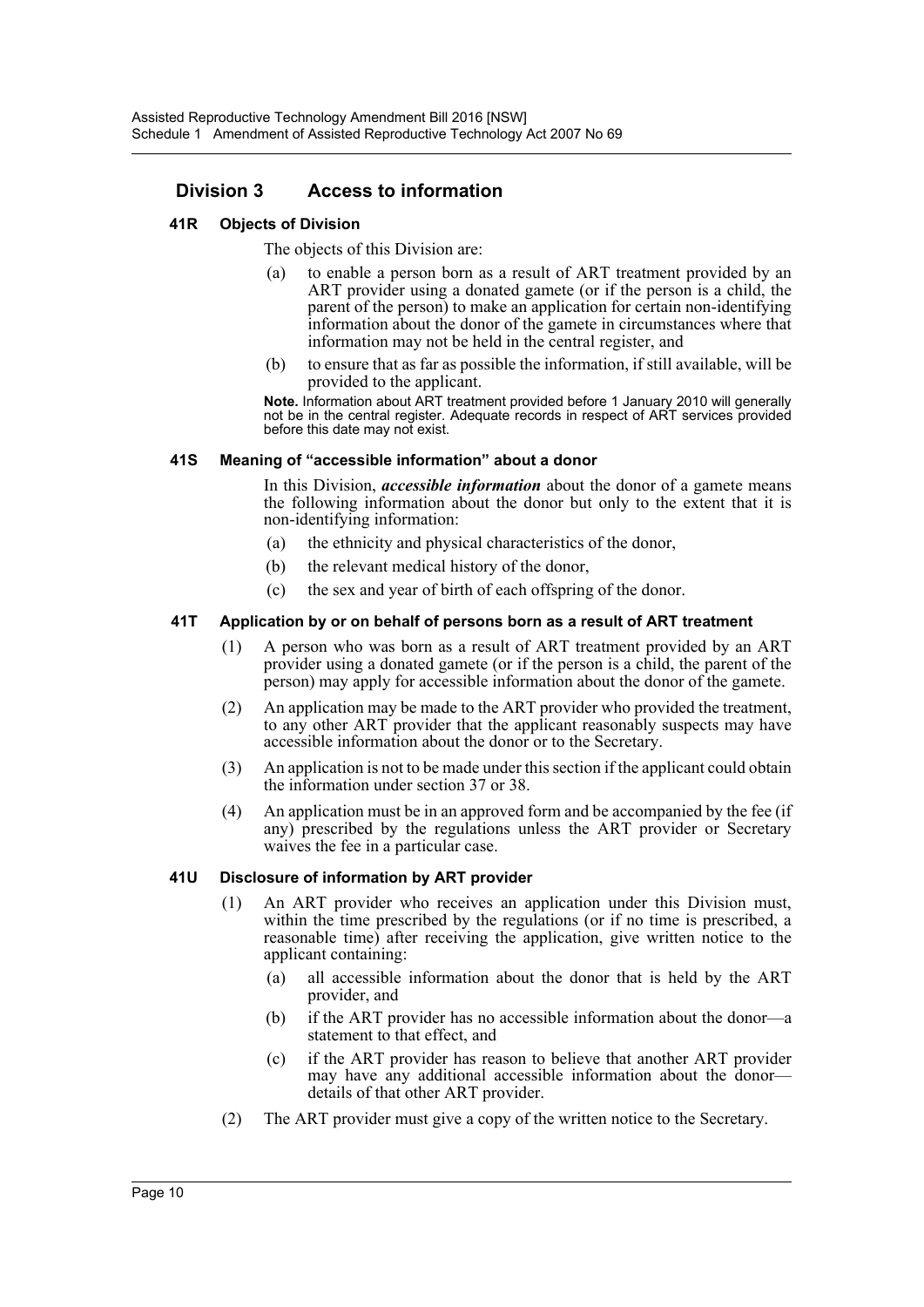## Division 3 Access to information

### 41R Objects of Division

The objects of this Division are:

(a) to enable a person born as a result of ART treatment provided by an ART provider using a donated gamete (or if the person is a child, the parent of the person) to make an application for certain non-identifying information about the donor of the gamete in circumstances where that information may not be held in the central register, and

(b) to ensure that as far as possible the information, if still available, will be provided to the applicant.

**Note.** Information about ART treatment provided before 1 January 2010 will generally not be in the central register. Adequate records in respect of ART services provided before this date may not exist.

### 41S Meaning of "accessible information" about a donor

In this Division, ***accessible information*** about the donor of a gamete means the following information about the donor but only to the extent that it is non-identifying information:

(a) the ethnicity and physical characteristics of the donor,

(b) the relevant medical history of the donor,

(c) the sex and year of birth of each offspring of the donor.

### 41T Application by or on behalf of persons born as a result of ART treatment

(1) A person who was born as a result of ART treatment provided by an ART provider using a donated gamete (or if the person is a child, the parent of the person) may apply for accessible information about the donor of the gamete.

(2) An application may be made to the ART provider who provided the treatment, to any other ART provider that the applicant reasonably suspects may have accessible information about the donor or to the Secretary.

(3) An application is not to be made under this section if the applicant could obtain the information under section 37 or 38.

(4) An application must be in an approved form and be accompanied by the fee (if any) prescribed by the regulations unless the ART provider or Secretary waives the fee in a particular case.

### 41U Disclosure of information by ART provider

(1) An ART provider who receives an application under this Division must, within the time prescribed by the regulations (or if no time is prescribed, a reasonable time) after receiving the application, give written notice to the applicant containing:

(a) all accessible information about the donor that is held by the ART provider, and

(b) if the ART provider has no accessible information about the donor—a statement to that effect, and

(c) if the ART provider has reason to believe that another ART provider may have any additional accessible information about the donor—details of that other ART provider.

(2) The ART provider must give a copy of the written notice to the Secretary.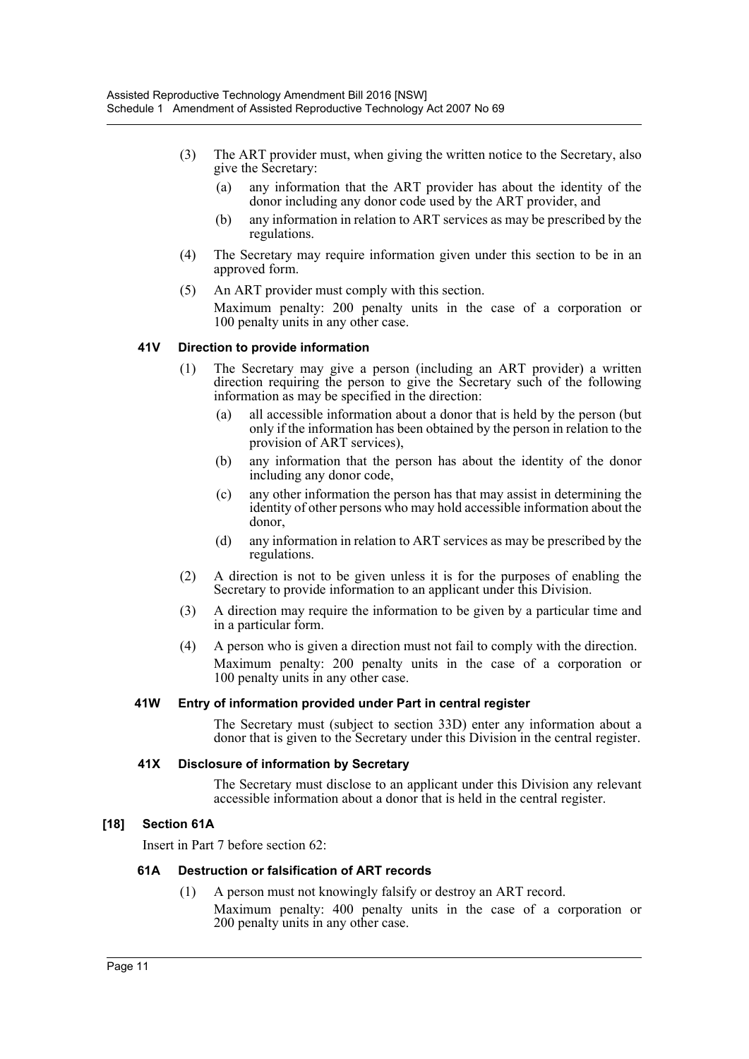(3) The ART provider must, when giving the written notice to the Secretary, also give the Secretary:

(a) any information that the ART provider has about the identity of the donor including any donor code used by the ART provider, and

(b) any information in relation to ART services as may be prescribed by the regulations.

(4) The Secretary may require information given under this section to be in an approved form.

(5) An ART provider must comply with this section.

Maximum penalty: 200 penalty units in the case of a corporation or 100 penalty units in any other case.

#### 41V Direction to provide information

(1) The Secretary may give a person (including an ART provider) a written direction requiring the person to give the Secretary such of the following information as may be specified in the direction:

(a) all accessible information about a donor that is held by the person (but only if the information has been obtained by the person in relation to the provision of ART services),

(b) any information that the person has about the identity of the donor including any donor code,

(c) any other information the person has that may assist in determining the identity of other persons who may hold accessible information about the donor,

(d) any information in relation to ART services as may be prescribed by the regulations.

(2) A direction is not to be given unless it is for the purposes of enabling the Secretary to provide information to an applicant under this Division.

(3) A direction may require the information to be given by a particular time and in a particular form.

(4) A person who is given a direction must not fail to comply with the direction.

Maximum penalty: 200 penalty units in the case of a corporation or 100 penalty units in any other case.

#### 41W Entry of information provided under Part in central register

The Secretary must (subject to section 33D) enter any information about a donor that is given to the Secretary under this Division in the central register.

#### 41X Disclosure of information by Secretary

The Secretary must disclose to an applicant under this Division any relevant accessible information about a donor that is held in the central register.

### [18] Section 61A

Insert in Part 7 before section 62:

#### 61A Destruction or falsification of ART records

(1) A person must not knowingly falsify or destroy an ART record.

Maximum penalty: 400 penalty units in the case of a corporation or 200 penalty units in any other case.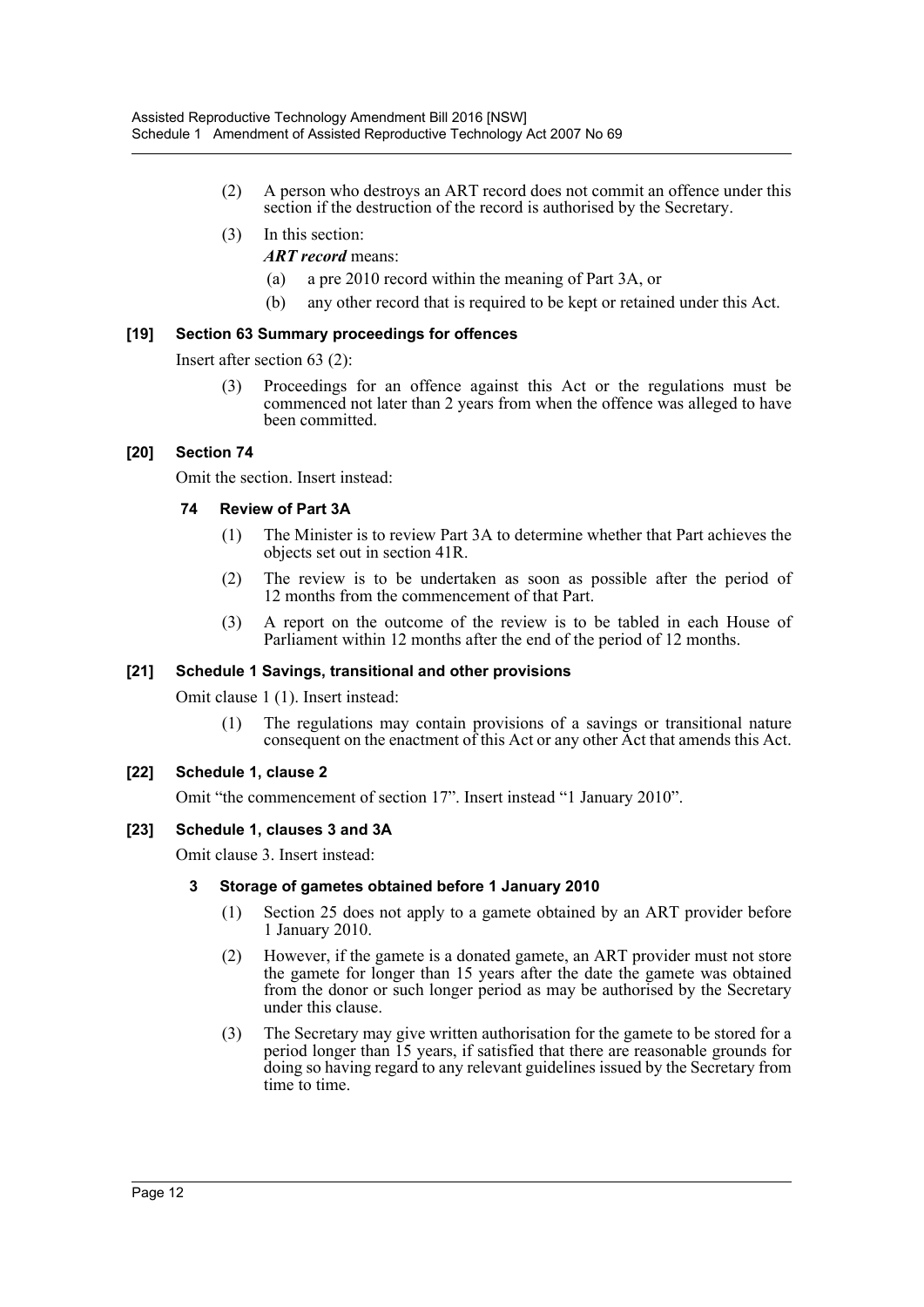(2) A person who destroys an ART record does not commit an offence under this section if the destruction of the record is authorised by the Secretary.

(3) In this section:

***ART record*** means:

(a) a pre 2010 record within the meaning of Part 3A, or

(b) any other record that is required to be kept or retained under this Act.

#### [19] Section 63 Summary proceedings for offences

Insert after section 63 (2):

(3) Proceedings for an offence against this Act or the regulations must be commenced not later than 2 years from when the offence was alleged to have been committed.

#### [20] Section 74

Omit the section. Insert instead:

##### 74 Review of Part 3A

(1) The Minister is to review Part 3A to determine whether that Part achieves the objects set out in section 41R.

(2) The review is to be undertaken as soon as possible after the period of 12 months from the commencement of that Part.

(3) A report on the outcome of the review is to be tabled in each House of Parliament within 12 months after the end of the period of 12 months.

#### [21] Schedule 1 Savings, transitional and other provisions

Omit clause 1 (1). Insert instead:

(1) The regulations may contain provisions of a savings or transitional nature consequent on the enactment of this Act or any other Act that amends this Act.

#### [22] Schedule 1, clause 2

Omit "the commencement of section 17". Insert instead "1 January 2010".

#### [23] Schedule 1, clauses 3 and 3A

Omit clause 3. Insert instead:

##### 3 Storage of gametes obtained before 1 January 2010

(1) Section 25 does not apply to a gamete obtained by an ART provider before 1 January 2010.

(2) However, if the gamete is a donated gamete, an ART provider must not store the gamete for longer than 15 years after the date the gamete was obtained from the donor or such longer period as may be authorised by the Secretary under this clause.

(3) The Secretary may give written authorisation for the gamete to be stored for a period longer than 15 years, if satisfied that there are reasonable grounds for doing so having regard to any relevant guidelines issued by the Secretary from time to time.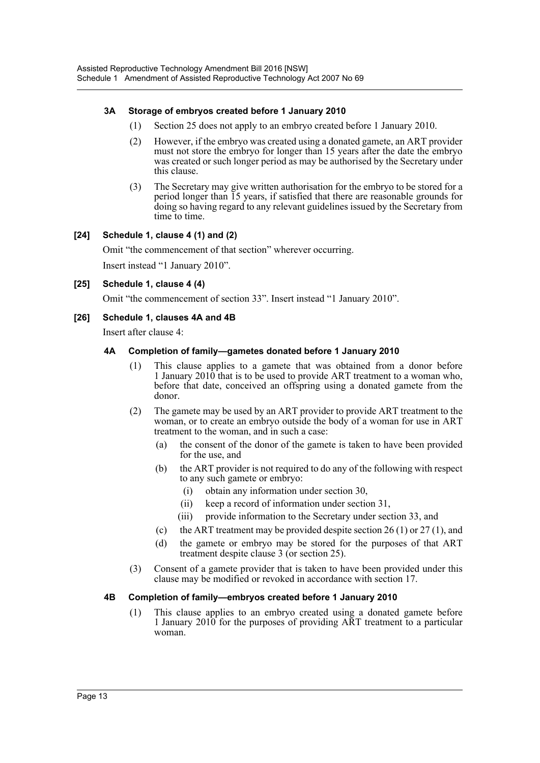#### 3A Storage of embryos created before 1 January 2010

(1) Section 25 does not apply to an embryo created before 1 January 2010.

(2) However, if the embryo was created using a donated gamete, an ART provider must not store the embryo for longer than 15 years after the date the embryo was created or such longer period as may be authorised by the Secretary under this clause.

(3) The Secretary may give written authorisation for the embryo to be stored for a period longer than 15 years, if satisfied that there are reasonable grounds for doing so having regard to any relevant guidelines issued by the Secretary from time to time.

### [24] Schedule 1, clause 4 (1) and (2)

Omit "the commencement of that section" wherever occurring.

Insert instead "1 January 2010".

### [25] Schedule 1, clause 4 (4)

Omit "the commencement of section 33". Insert instead "1 January 2010".

### [26] Schedule 1, clauses 4A and 4B

Insert after clause 4:

#### 4A Completion of family—gametes donated before 1 January 2010

(1) This clause applies to a gamete that was obtained from a donor before 1 January 2010 that is to be used to provide ART treatment to a woman who, before that date, conceived an offspring using a donated gamete from the donor.

(2) The gamete may be used by an ART provider to provide ART treatment to the woman, or to create an embryo outside the body of a woman for use in ART treatment to the woman, and in such a case:

- (a) the consent of the donor of the gamete is taken to have been provided for the use, and
- (b) the ART provider is not required to do any of the following with respect to any such gamete or embryo:
  - (i) obtain any information under section 30,
  - (ii) keep a record of information under section 31,
  - (iii) provide information to the Secretary under section 33, and
- (c) the ART treatment may be provided despite section 26 (1) or 27 (1), and
- (d) the gamete or embryo may be stored for the purposes of that ART treatment despite clause 3 (or section 25).

(3) Consent of a gamete provider that is taken to have been provided under this clause may be modified or revoked in accordance with section 17.

#### 4B Completion of family—embryos created before 1 January 2010

(1) This clause applies to an embryo created using a donated gamete before 1 January 2010 for the purposes of providing ART treatment to a particular woman.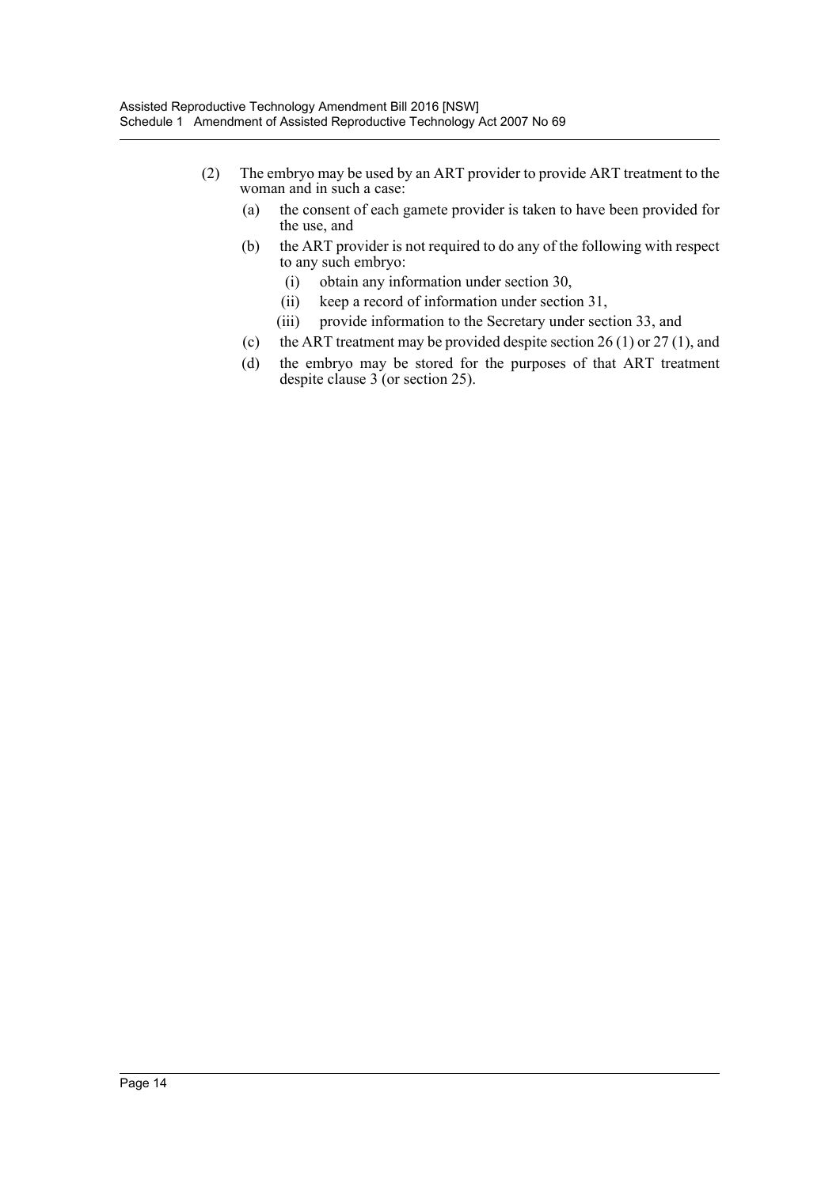(2) The embryo may be used by an ART provider to provide ART treatment to the woman and in such a case:

   (a) the consent of each gamete provider is taken to have been provided for the use, and

   (b) the ART provider is not required to do any of the following with respect to any such embryo:

      (i) obtain any information under section 30,

      (ii) keep a record of information under section 31,

      (iii) provide information to the Secretary under section 33, and

   (c) the ART treatment may be provided despite section 26 (1) or 27 (1), and

   (d) the embryo may be stored for the purposes of that ART treatment despite clause 3 (or section 25).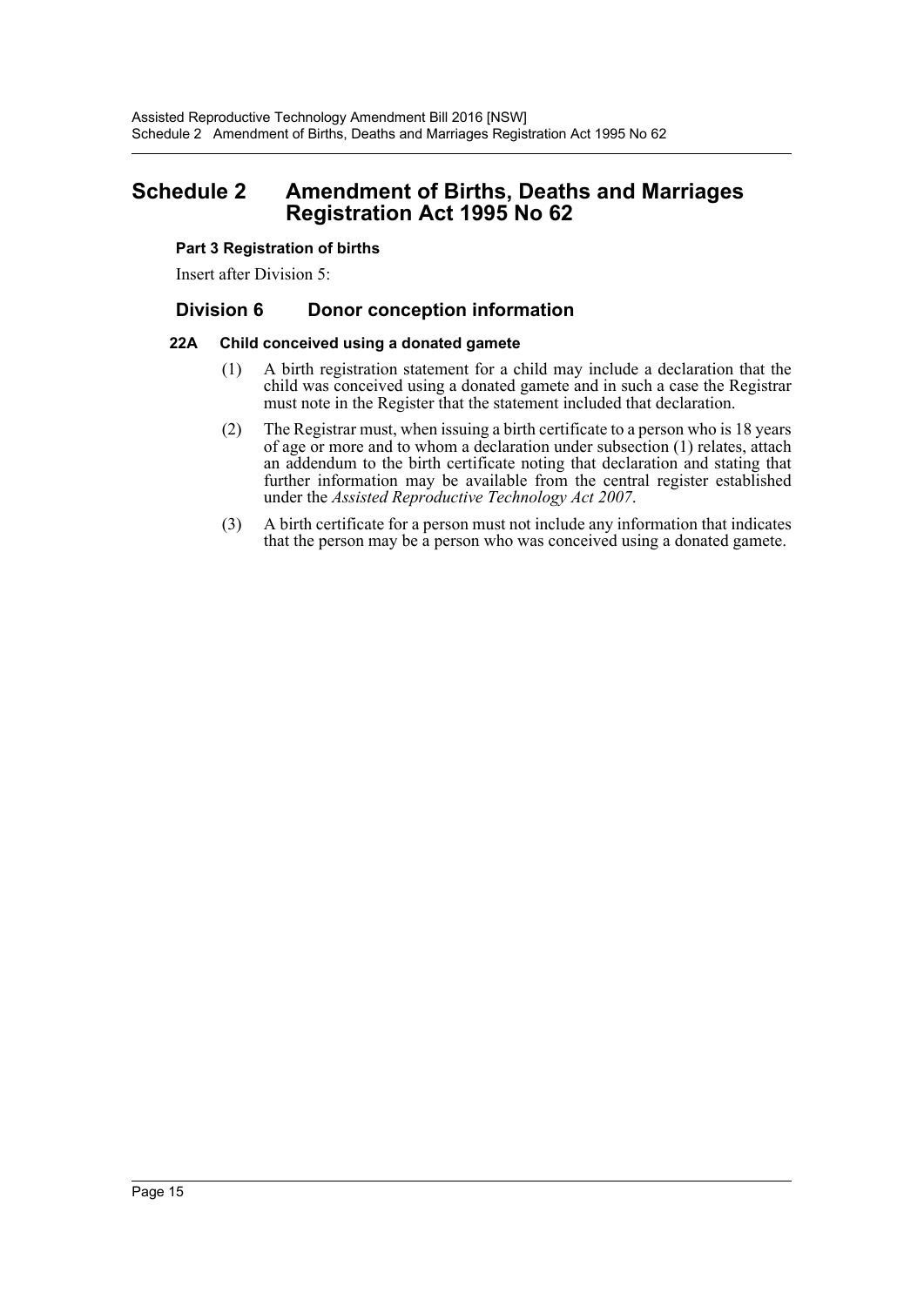# Schedule 2 Amendment of Births, Deaths and Marriages Registration Act 1995 No 62

**Part 3 Registration of births**

Insert after Division 5:

## Division 6 Donor conception information

### 22A Child conceived using a donated gamete

(1) A birth registration statement for a child may include a declaration that the child was conceived using a donated gamete and in such a case the Registrar must note in the Register that the statement included that declaration.

(2) The Registrar must, when issuing a birth certificate to a person who is 18 years of age or more and to whom a declaration under subsection (1) relates, attach an addendum to the birth certificate noting that declaration and stating that further information may be available from the central register established under the *Assisted Reproductive Technology Act 2007*.

(3) A birth certificate for a person must not include any information that indicates that the person may be a person who was conceived using a donated gamete.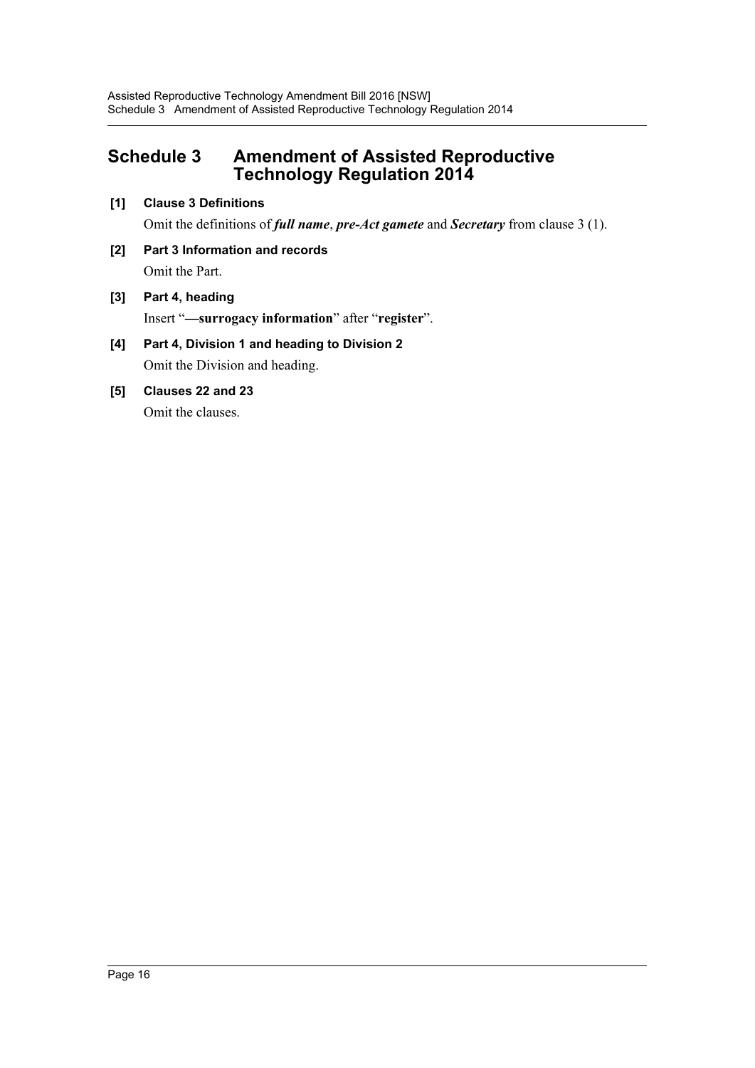# Schedule 3 Amendment of Assisted Reproductive Technology Regulation 2014

**[1] Clause 3 Definitions**

Omit the definitions of ***full name***, ***pre-Act gamete*** and ***Secretary*** from clause 3 (1).

**[2] Part 3 Information and records**

Omit the Part.

**[3] Part 4, heading**

Insert "**—surrogacy information**" after "**register**".

**[4] Part 4, Division 1 and heading to Division 2**

Omit the Division and heading.

**[5] Clauses 22 and 23**

Omit the clauses.